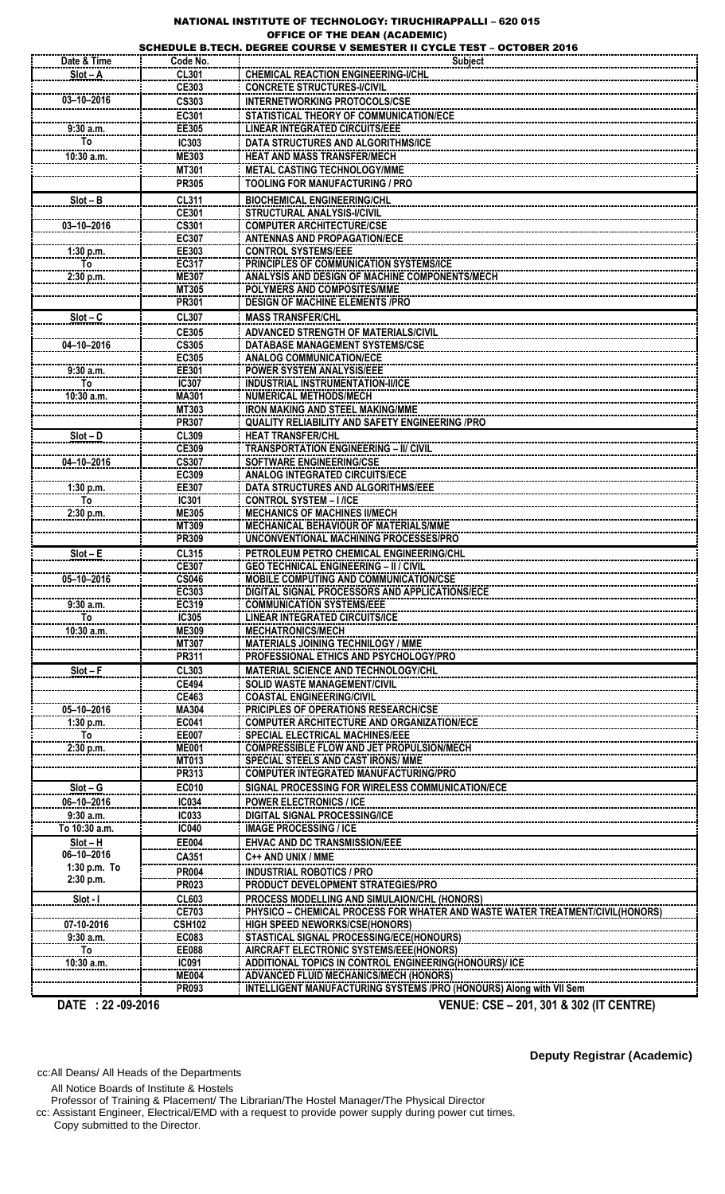# NATIONAL INSTITUTE OF TECHNOLOGY: TIRUCHIRAPPALLI – 620 015

## OFFICE OF THE DEAN (ACADEMIC)

### SCHEDULE B.TECH. DEGREE COURSE V SEMESTER II CYCLE TEST – OCTOBER 2016

| Date & Time | Code No. | Subject |
|---|---|---|
| Slot – A | CL301 | CHEMICAL REACTION ENGINEERING-I/CHL |
| | CE303 | CONCRETE STRUCTURES-I/CIVIL |
| 03–10–2016 | CS303 | INTERNETWORKING PROTOCOLS/CSE |
| | EC301 | STATISTICAL THEORY OF COMMUNICATION/ECE |
| 9:30 a.m. | EE305 | LINEAR INTEGRATED CIRCUITS/EEE |
| To | IC303 | DATA STRUCTURES AND ALGORITHMS/ICE |
| 10:30 a.m. | ME303 | HEAT AND MASS TRANSFER/MECH |
| | MT301 | METAL CASTING TECHNOLOGY/MME |
| | PR305 | TOOLING FOR MANUFACTURING / PRO |
| Slot – B | CL311 | BIOCHEMICAL ENGINEERING/CHL |
| | CE301 | STRUCTURAL ANALYSIS-I/CIVIL |
| 03–10–2016 | CS301 | COMPUTER ARCHITECTURE/CSE |
| | EC307 | ANTENNAS AND PROPAGATION/ECE |
| 1:30 p.m. | EE303 | CONTROL SYSTEMS/EEE |
| To | EC317 | PRINCIPLES OF COMMUNICATION SYSTEMS/ICE |
| 2:30 p.m. | ME307 | ANALYSIS AND DESIGN OF MACHINE COMPONENTS/MECH |
| | MT305 | POLYMERS AND COMPOSITES/MME |
| | PR301 | DESIGN OF MACHINE ELEMENTS /PRO |
| Slot – C | CL307 | MASS TRANSFER/CHL |
| | CE305 | ADVANCED STRENGTH OF MATERIALS/CIVIL |
| 04–10–2016 | CS305 | DATABASE MANAGEMENT SYSTEMS/CSE |
| | EC305 | ANALOG COMMUNICATION/ECE |
| 9:30 a.m. | EE301 | POWER SYSTEM ANALYSIS/EEE |
| To | IC307 | INDUSTRIAL INSTRUMENTATION-II/ICE |
| 10:30 a.m. | MA301 | NUMERICAL METHODS/MECH |
| | MT303 | IRON MAKING AND STEEL MAKING/MME |
| | PR307 | QUALITY RELIABILITY AND SAFETY ENGINEERING /PRO |
| Slot – D | CL309 | HEAT TRANSFER/CHL |
| | CE309 | TRANSPORTATION ENGINEERING – II/ CIVIL |
| 04–10–2016 | CS307 | SOFTWARE ENGINEERING/CSE |
| | EC309 | ANALOG INTEGRATED CIRCUITS/ECE |
| 1:30 p.m. | EE307 | DATA STRUCTURES AND ALGORITHMS/EEE |
| To | IC301 | CONTROL SYSTEM – I /ICE |
| 2:30 p.m. | ME305 | MECHANICS OF MACHINES II/MECH |
| | MT309 | MECHANICAL BEHAVIOUR OF MATERIALS/MME |
| | PR309 | UNCONVENTIONAL MACHINING PROCESSES/PRO |
| Slot – E | CL315 | PETROLEUM PETRO CHEMICAL ENGINEERING/CHL |
| | CE307 | GEO TECHNICAL ENGINEERING – II / CIVIL |
| 05–10–2016 | CS046 | MOBILE COMPUTING AND COMMUNICATION/CSE |
| | EC303 | DIGITAL SIGNAL PROCESSORS AND APPLICATIONS/ECE |
| 9:30 a.m. | EC319 | COMMUNICATION SYSTEMS/EEE |
| To | IC305 | LINEAR INTEGRATED CIRCUITS/ICE |
| 10:30 a.m. | ME309 | MECHATRONICS/MECH |
| | MT307 | MATERIALS JOINING TECHNILOGY / MME |
| | PR311 | PROFESSIONAL ETHICS AND PSYCHOLOGY/PRO |
| Slot – F | CL303 | MATERIAL SCIENCE AND TECHNOLOGY/CHL |
| | CE494 | SOLID WASTE MANAGEMENT/CIVIL |
| | CE463 | COASTAL ENGINEERING/CIVIL |
| 05–10–2016 | MA304 | PRICIPLES OF OPERATIONS RESEARCH/CSE |
| 1:30 p.m. | EC041 | COMPUTER ARCHITECTURE AND ORGANIZATION/ECE |
| To | EE007 | SPECIAL ELECTRICAL MACHINES/EEE |
| 2:30 p.m. | ME001 | COMPRESSIBLE FLOW AND JET PROPULSION/MECH |
| | MT013 | SPECIAL STEELS AND CAST IRONS/ MME |
| | PR313 | COMPUTER INTEGRATED MANUFACTURING/PRO |
| Slot – G | EC010 | SIGNAL PROCESSING FOR WIRELESS COMMUNICATION/ECE |
| 06–10–2016 | IC034 | POWER ELECTRONICS / ICE |
| 9:30 a.m. | IC033 | DIGITAL SIGNAL PROCESSING/ICE |
| To 10:30 a.m. | IC040 | IMAGE PROCESSING / ICE |
| Slot – H | EE004 | EHVAC AND DC TRANSMISSION/EEE |
| 06–10–2016 | CA351 | C++ AND UNIX / MME |
| 1:30 p.m. To | PR004 | INDUSTRIAL ROBOTICS / PRO |
| 2:30 p.m. | PR023 | PRODUCT DEVELOPMENT STRATEGIES/PRO |
| Slot - I | CL603 | PROCESS MODELLING AND SIMULAION/CHL (HONORS) |
| | CE703 | PHYSICO – CHEMICAL PROCESS FOR WHATER AND WASTE WATER TREATMENT/CIVIL(HONORS) |
| 07-10-2016 | CSH102 | HIGH SPEED NEWORKS/CSE(HONORS) |
| 9:30 a.m. | EC083 | STASTICAL SIGNAL PROCESSING/ECE(HONOURS) |
| To | EE088 | AIRCRAFT ELECTRONIC SYSTEMS/EEE(HONORS) |
| 10:30 a.m. | IC091 | ADDITIONAL TOPICS IN CONTROL ENGINEERING(HONOURS)/ ICE |
| | ME004 | ADVANCED FLUID MECHANICS/MECH (HONORS) |
| | PR093 | INTELLIGENT MANUFACTURING SYSTEMS /PRO (HONOURS) Along with VII Sem |

**DATE : 22 -09-2016**

**VENUE: CSE – 201, 301 & 302 (IT CENTRE)**

**Deputy Registrar (Academic)**

cc:All Deans/ All Heads of the Departments
All Notice Boards of Institute & Hostels
Professor of Training & Placement/ The Librarian/The Hostel Manager/The Physical Director
cc: Assistant Engineer, Electrical/EMD with a request to provide power supply during power cut times.
Copy submitted to the Director.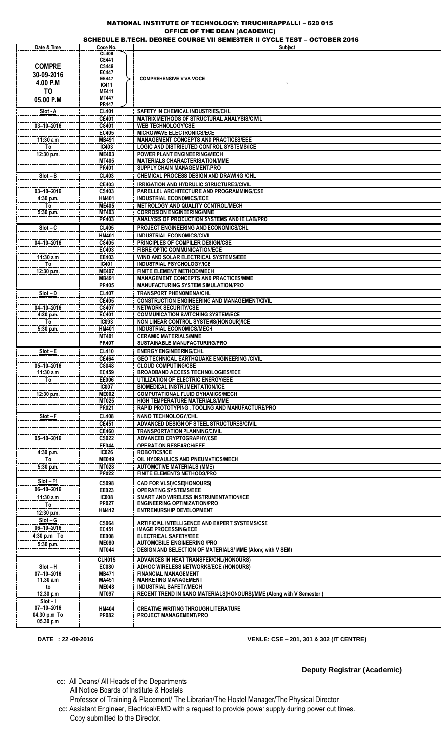# NATIONAL INSTITUTE OF TECHNOLOGY: TIRUCHIRAPPALLI – 620 015
## OFFICE OF THE DEAN (ACADEMIC)
### SCHEDULE B.TECH. DEGREE COURSE VII SEMESTER II CYCLE TEST – OCTOBER 2016

| Date & Time | Code No. | Subject |
|---|---|---|
| COMPRE 30-09-2016 4.00 P.M TO 05.00 P.M | CL409 | COMPREHENSIVE VIVA VOCE |
| | CE441 | |
| | CS449 | |
| | EC447 | |
| | EE447 | |
| | IC411 | |
| | ME411 | |
| | MT447 | |
| | PR447 | |
| Slot - A | CL401 | SAFETY IN CHEMICAL INDUSTRIES/CHL |
| | CE401 | MATRIX METHODS OF STRUCTURAL ANALYSIS/CIVIL |
| 03–10–2016 | CS401 | WEB TECHNOLOGY/CSE |
| | EC405 | MICROWAVE ELECTRONICS/ECE |
| 11:30 a.m | MB491 | MANAGEMENT CONCEPTS AND PRACTICES/EEE |
| To | IC403 | LOGIC AND DISTRIBUTED CONTROL SYSTEMS/ICE |
| 12:30 p.m. | ME403 | POWER PLANT ENGINEERING/MECH |
| | MT405 | MATERIALS CHARACTERISATION/MME |
| | PR401 | SUPPLY CHAIN MANAGEMENT/PRO |
| Slot – B | CL403 | CHEMICAL PROCESS DESIGN AND DRAWING /CHL |
| | CE403 | IRRIGATION AND HYDRULIC STRUCTURES/CIVIL |
| 03–10–2016 | CS403 | PARELLEL ARCHITECTURE AND PROGRAMMING/CSE |
| 4:30 p.m. | HM401 | INDUSTRIAL ECONOMICS/ECE |
| To | ME405 | METROLOGY AND QUALITY CONTROL/MECH |
| 5:30 p.m. | MT403 | CORROSION ENGINEERING/MME |
| | PR403 | ANALYSIS OF PRODUCTION SYSTEMS AND IE LAB/PRO |
| Slot – C | CL405 | PROJECT ENGINEERING AND ECONOMICS/CHL |
| | HM401 | INDUSTRIAL ECONOMICS/CIVIL |
| 04–10–2016 | CS405 | PRINCIPLES OF COMPILER DESIGN/CSE |
| | EC403 | FIBRE OPTIC COMMUNICATION/ECE |
| 11:30 a.m | EE403 | WIND AND SOLAR ELECTRICAL SYSTEMS/EEE |
| To | IC401 | INDUSTRIAL PSYCHOLOGY/ICE |
| 12:30 p.m. | ME407 | FINITE ELEMENT METHOD/MECH |
| | MB491 | MANAGEMENT CONCEPTS AND PRACTICES/MME |
| | PR405 | MANUFACTURING SYSTEM SIMULATION/PRO |
| Slot – D | CL407 | TRANSPORT PHENOMENA/CHL |
| | CE405 | CONSTRUCTION ENGINEERING AND MANAGEMENT/CIVIL |
| 04–10–2016 | CS407 | NETWORK SECURITY/CSE |
| 4:30 p.m. | EC401 | COMMUNICATION SWITCHING SYSTEM/ECE |
| To | IC093 | NON LINEAR CONTROL SYSTEMS(HONOUR)/ICE |
| 5:30 p.m. | HM401 | INDUSTRIAL ECONOMICS/MECH |
| | MT401 | CERAMIC MATERIALS/MME |
| | PR407 | SUSTAINABLE MANUFACTURING/PRO |
| Slot – E | CL410 | ENERGY ENGINEERING/CHL |
| | CE464 | GEO TECHNICAL EARTHQUAKE ENGINEERING /CIVIL |
| 05–10–2016 | CS048 | CLOUD COMPUTING/CSE |
| 11:30 a.m | EC459 | BROADBAND ACCESS TECHNOLOGIES/ECE |
| To | EE006 | UTILIZATION OF ELECTRIC ENERGY/EEE |
| | IC007 | BIOMEDICAL INSTRUMENTATION/ICE |
| 12:30 p.m. | ME002 | COMPUTATIONAL FLUID DYNAMICS/MECH |
| | MT025 | HIGH TEMPERATURE MATERIALS/MME |
| | PR021 | RAPID PROTOTYPING , TOOLING AND MANUFACTURE/PRO |
| Slot – F | CL408 | NANO TECHNOLOGY/CHL |
| | CE451 | ADVANCED DESIGN OF STEEL STRUCTURES/CIVIL |
| | CE460 | TRANSPORTATION PLANNING/CIVIL |
| 05–10–2016 | CS022 | ADVANCED CRYPTOGRAPHY/CSE |
| | EE044 | OPERATION RESEARCH/EEE |
| 4:30 p.m. | IC026 | ROBOTICS/ICE |
| To | ME049 | OIL HYDRAULICS AND PNEUMATICS/MECH |
| 5:30 p.m. | MT028 | AUTOMOTIVE MATERIALS (MME) |
| | PR022 | FINITE ELEMENTS METHODS/PRO |
| Slot – F1 | CS098 | CAD FOR VLSI)/CSE(HONOURS) |
| 06–10–2016 | EE023 | OPERATING SYSTEMS/EEE |
| 11:30 a.m | IC008 | SMART AND WIRELESS INSTRUMENTATION/ICE |
| To | PR027 | ENGINEERING OPTIMIZATION/PRO |
| 12:30 p.m. | HM412 | ENTRENURSHIP DEVELOPMENT |
| Slot – G | CS064 | ARTIFICIAL INTELLIGENCE AND EXPERT SYSTEMS/CSE |
| 06–10–2016 | EC451 | IMAGE PROCESSING/ECE |
| 4:30 p.m. To | EE008 | ELECTRICAL SAFETY/EEE |
| 5:30 p.m. | ME080 | AUTOMOBILE ENGINEERING /PRO |
| | MT044 | DESIGN AND SELECTION OF MATERIALS/ MME (Along with V SEM) |
| | CLH015 | ADVANCES IN HEAT TRANSFER/CHL(HONOURS) |
| Slot – H | EC080 | ADHOC WIRELESS NETWORKS/ECE (HONOURS) |
| 07–10–2016 | MB471 | FINANCIAL MANAGEMENT |
| 11.30 a.m | MA451 | MARKETING MANAGEMENT |
| to | ME048 | INDUSTRIAL SAFETY/MECH |
| 12.30 p.m | MT097 | RECENT TREND IN NANO MATERIALS(HONOURS)/MME (Along with V Semester ) |
| Slot – I 07–10–2016 04.30 p.m To 05.30 p.m | HM404 | CREATIVE WRITING THROUGH LITERATURE |
| | PR082 | PROJECT MANAGEMENT/PRO |

DATE : 22 -09-2016

VENUE: CSE – 201, 301 & 302 (IT CENTRE)

**Deputy Registrar (Academic)**

cc: All Deans/ All Heads of the Departments
All Notice Boards of Institute & Hostels
Professor of Training & Placement/ The Librarian/The Hostel Manager/The Physical Director
cc: Assistant Engineer, Electrical/EMD with a request to provide power supply during power cut times.
Copy submitted to the Director.